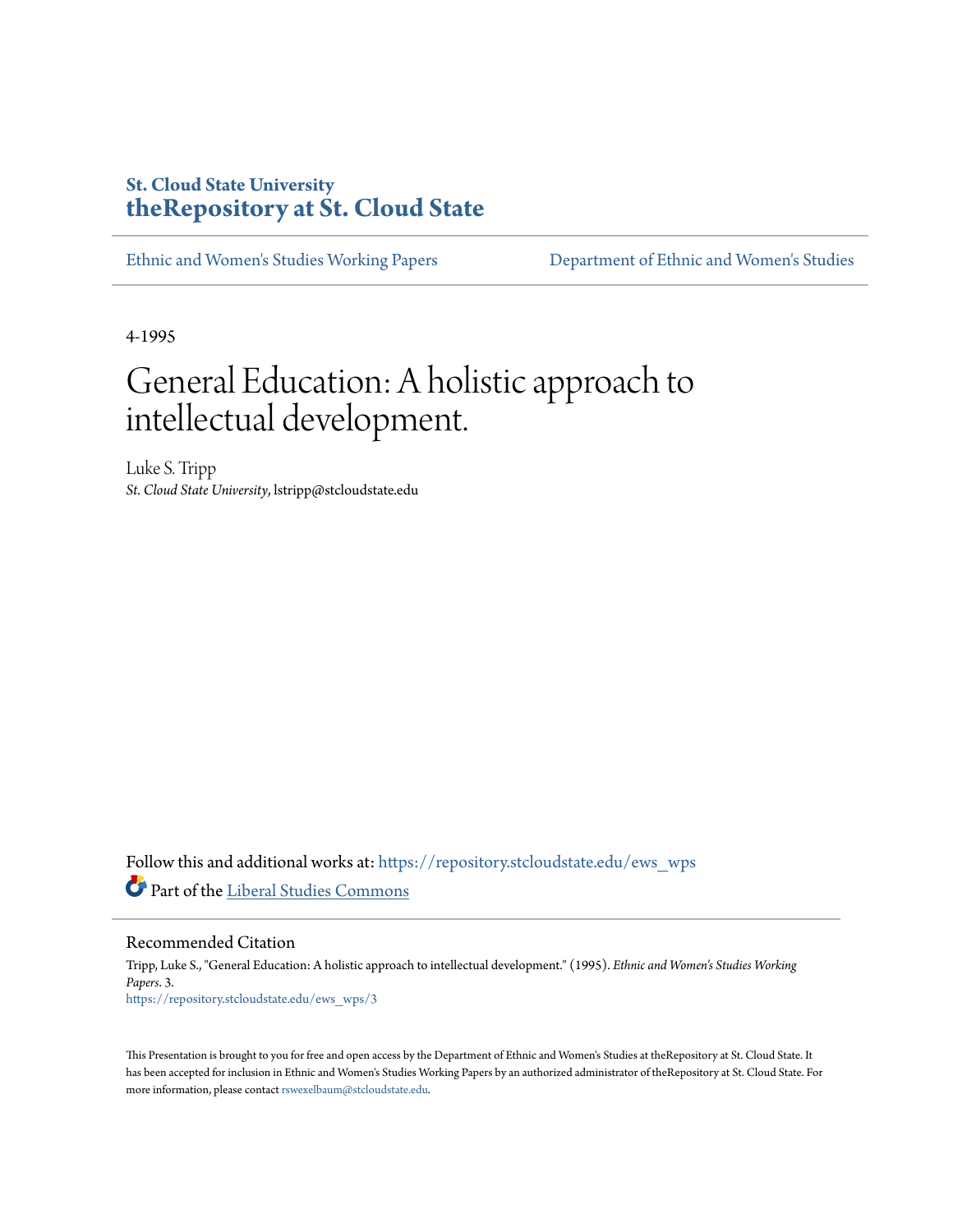St. Cloud State University
**theRepository at St. Cloud State**

Ethnic and Women's Studies Working Papers | Department of Ethnic and Women's Studies

4-1995

# General Education: A holistic approach to intellectual development.

Luke S. Tripp
*St. Cloud State University*, lstripp@stcloudstate.edu

Follow this and additional works at: https://repository.stcloudstate.edu/ews_wps

Part of the Liberal Studies Commons

## Recommended Citation

Tripp, Luke S., "General Education: A holistic approach to intellectual development." (1995). *Ethnic and Women's Studies Working Papers*. 3.
https://repository.stcloudstate.edu/ews_wps/3

This Presentation is brought to you for free and open access by the Department of Ethnic and Women's Studies at theRepository at St. Cloud State. It has been accepted for inclusion in Ethnic and Women's Studies Working Papers by an authorized administrator of theRepository at St. Cloud State. For more information, please contact rswexelbaum@stcloudstate.edu.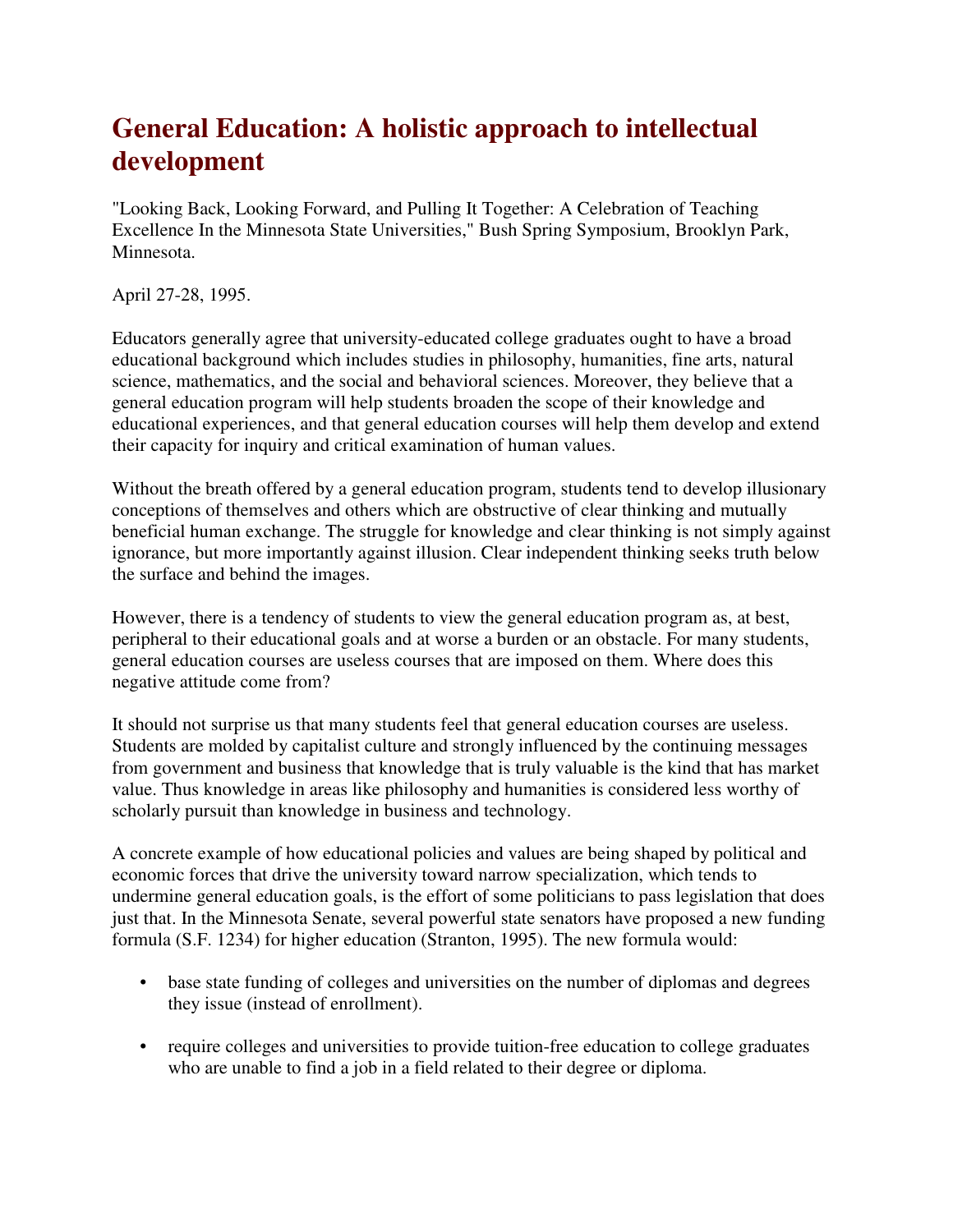# General Education: A holistic approach to intellectual development

"Looking Back, Looking Forward, and Pulling It Together: A Celebration of Teaching Excellence In the Minnesota State Universities," Bush Spring Symposium, Brooklyn Park, Minnesota.

April 27-28, 1995.

Educators generally agree that university-educated college graduates ought to have a broad educational background which includes studies in philosophy, humanities, fine arts, natural science, mathematics, and the social and behavioral sciences. Moreover, they believe that a general education program will help students broaden the scope of their knowledge and educational experiences, and that general education courses will help them develop and extend their capacity for inquiry and critical examination of human values.

Without the breath offered by a general education program, students tend to develop illusionary conceptions of themselves and others which are obstructive of clear thinking and mutually beneficial human exchange. The struggle for knowledge and clear thinking is not simply against ignorance, but more importantly against illusion. Clear independent thinking seeks truth below the surface and behind the images.

However, there is a tendency of students to view the general education program as, at best, peripheral to their educational goals and at worse a burden or an obstacle. For many students, general education courses are useless courses that are imposed on them. Where does this negative attitude come from?

It should not surprise us that many students feel that general education courses are useless. Students are molded by capitalist culture and strongly influenced by the continuing messages from government and business that knowledge that is truly valuable is the kind that has market value. Thus knowledge in areas like philosophy and humanities is considered less worthy of scholarly pursuit than knowledge in business and technology.

A concrete example of how educational policies and values are being shaped by political and economic forces that drive the university toward narrow specialization, which tends to undermine general education goals, is the effort of some politicians to pass legislation that does just that. In the Minnesota Senate, several powerful state senators have proposed a new funding formula (S.F. 1234) for higher education (Stranton, 1995). The new formula would:

- base state funding of colleges and universities on the number of diplomas and degrees they issue (instead of enrollment).
- require colleges and universities to provide tuition-free education to college graduates who are unable to find a job in a field related to their degree or diploma.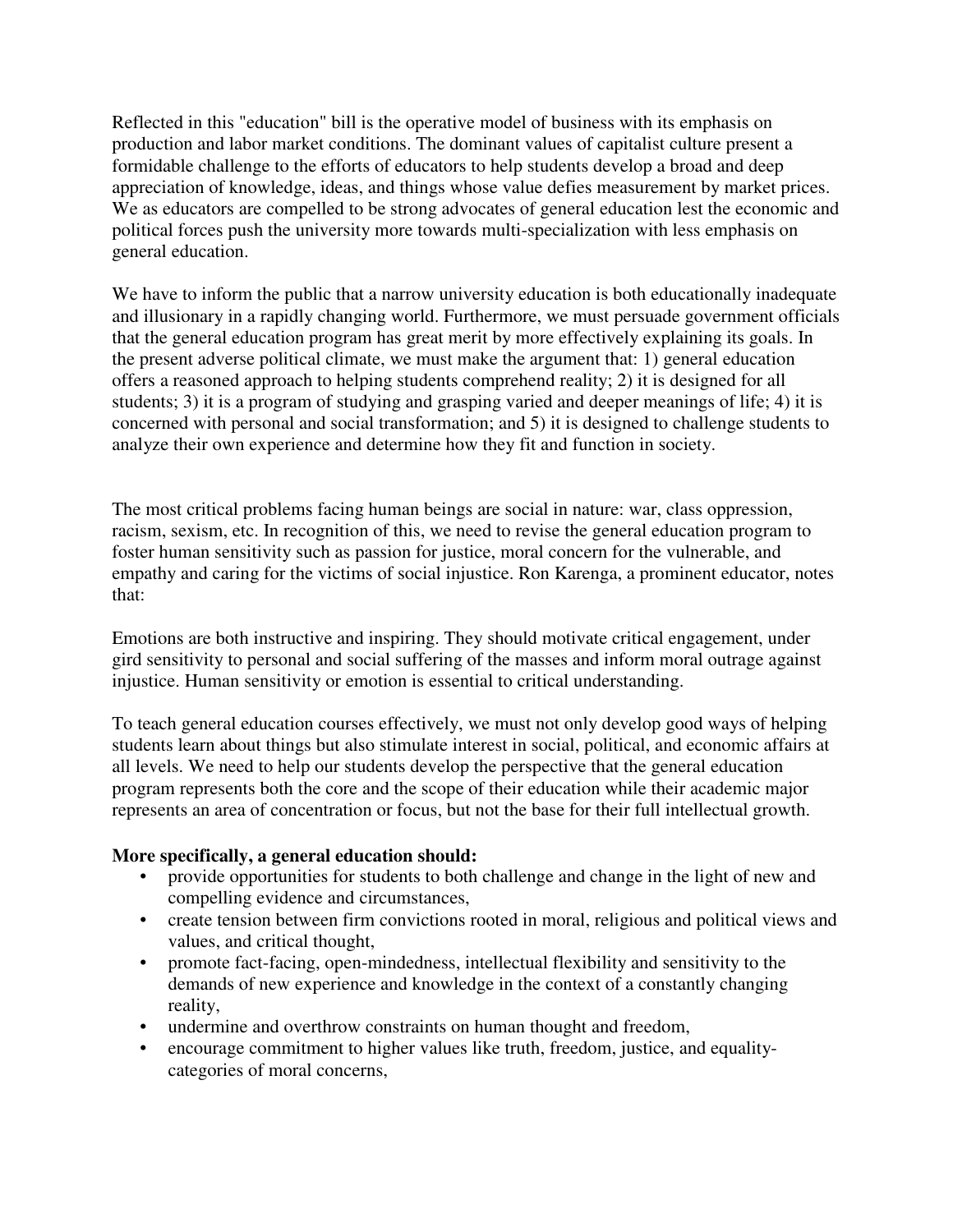Reflected in this "education" bill is the operative model of business with its emphasis on production and labor market conditions. The dominant values of capitalist culture present a formidable challenge to the efforts of educators to help students develop a broad and deep appreciation of knowledge, ideas, and things whose value defies measurement by market prices. We as educators are compelled to be strong advocates of general education lest the economic and political forces push the university more towards multi-specialization with less emphasis on general education.

We have to inform the public that a narrow university education is both educationally inadequate and illusionary in a rapidly changing world. Furthermore, we must persuade government officials that the general education program has great merit by more effectively explaining its goals. In the present adverse political climate, we must make the argument that: 1) general education offers a reasoned approach to helping students comprehend reality; 2) it is designed for all students; 3) it is a program of studying and grasping varied and deeper meanings of life; 4) it is concerned with personal and social transformation; and 5) it is designed to challenge students to analyze their own experience and determine how they fit and function in society.

The most critical problems facing human beings are social in nature: war, class oppression, racism, sexism, etc. In recognition of this, we need to revise the general education program to foster human sensitivity such as passion for justice, moral concern for the vulnerable, and empathy and caring for the victims of social injustice. Ron Karenga, a prominent educator, notes that:

Emotions are both instructive and inspiring. They should motivate critical engagement, under gird sensitivity to personal and social suffering of the masses and inform moral outrage against injustice. Human sensitivity or emotion is essential to critical understanding.

To teach general education courses effectively, we must not only develop good ways of helping students learn about things but also stimulate interest in social, political, and economic affairs at all levels. We need to help our students develop the perspective that the general education program represents both the core and the scope of their education while their academic major represents an area of concentration or focus, but not the base for their full intellectual growth.

**More specifically, a general education should:**

- provide opportunities for students to both challenge and change in the light of new and compelling evidence and circumstances,
- create tension between firm convictions rooted in moral, religious and political views and values, and critical thought,
- promote fact-facing, open-mindedness, intellectual flexibility and sensitivity to the demands of new experience and knowledge in the context of a constantly changing reality,
- undermine and overthrow constraints on human thought and freedom,
- encourage commitment to higher values like truth, freedom, justice, and equality-categories of moral concerns,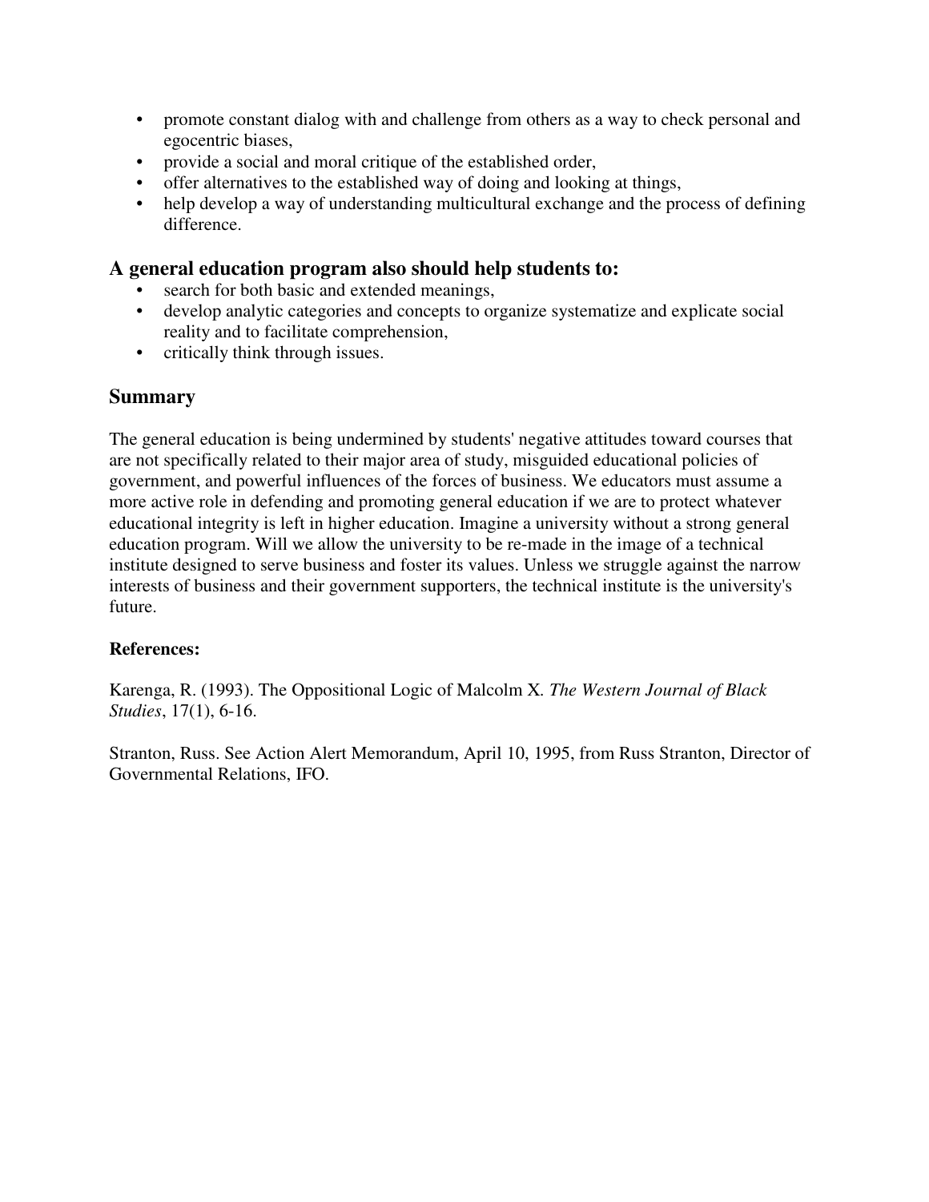- promote constant dialog with and challenge from others as a way to check personal and egocentric biases,
- provide a social and moral critique of the established order,
- offer alternatives to the established way of doing and looking at things,
- help develop a way of understanding multicultural exchange and the process of defining difference.

## A general education program also should help students to:

- search for both basic and extended meanings,
- develop analytic categories and concepts to organize systematize and explicate social reality and to facilitate comprehension,
- critically think through issues.

## Summary

The general education is being undermined by students' negative attitudes toward courses that are not specifically related to their major area of study, misguided educational policies of government, and powerful influences of the forces of business. We educators must assume a more active role in defending and promoting general education if we are to protect whatever educational integrity is left in higher education. Imagine a university without a strong general education program. Will we allow the university to be re-made in the image of a technical institute designed to serve business and foster its values. Unless we struggle against the narrow interests of business and their government supporters, the technical institute is the university's future.

**References:**

Karenga, R. (1993). The Oppositional Logic of Malcolm X. *The Western Journal of Black Studies*, 17(1), 6-16.

Stranton, Russ. See Action Alert Memorandum, April 10, 1995, from Russ Stranton, Director of Governmental Relations, IFO.